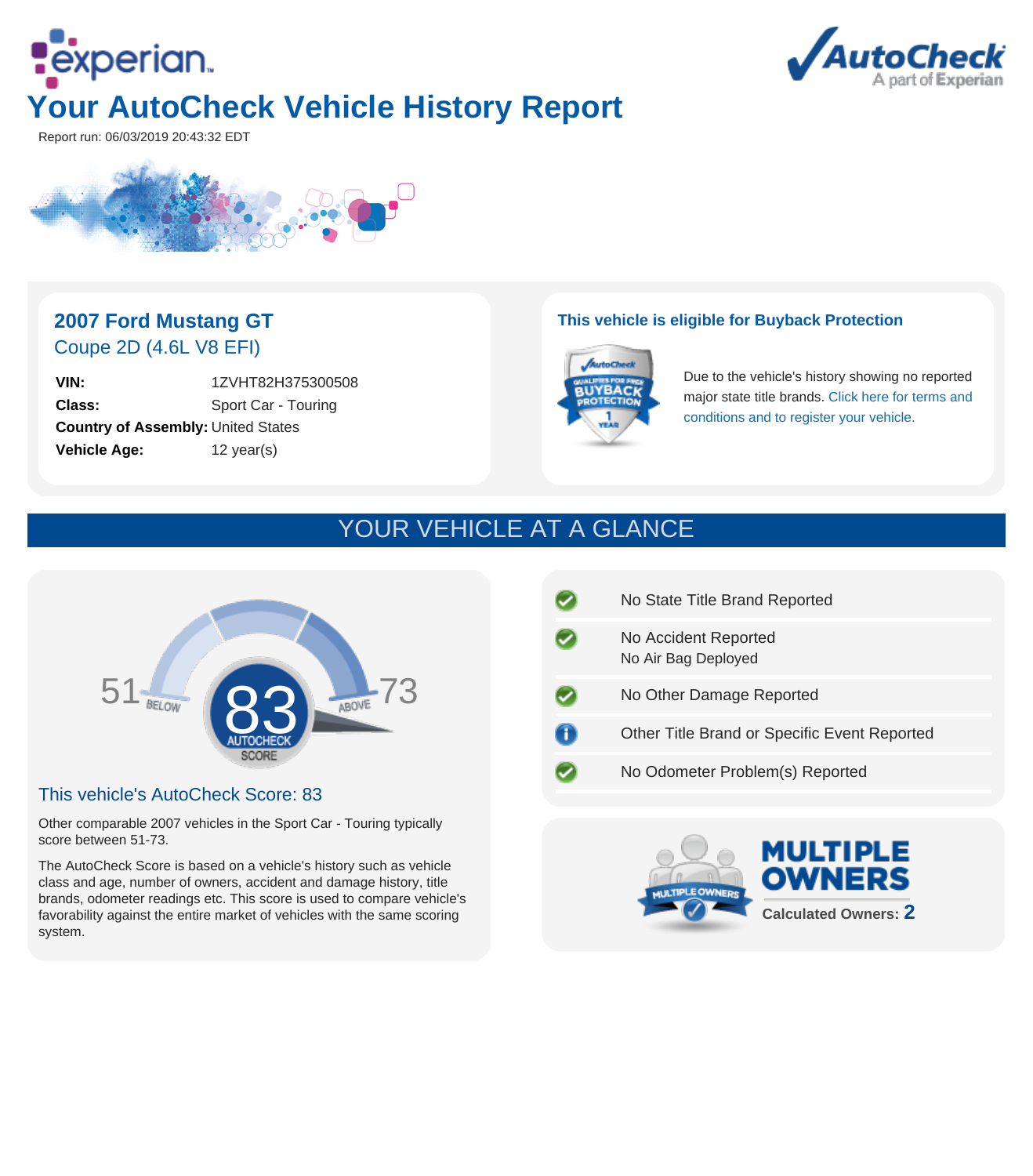# Your AutoCheck Vehicle History Report

Report run: 06/03/2019 20:43:32 EDT

## 2007 Ford Mustang GT

### Coupe 2D (4.6L V8 EFI)

| | |
|---|---|
| **VIN:** | 1ZVHT82H375300508 |
| **Class:** | Sport Car - Touring |
| **Country of Assembly:** | United States |
| **Vehicle Age:** | 12 year(s) |

### This vehicle is eligible for Buyback Protection

Due to the vehicle's history showing no reported major state title brands. Click here for terms and conditions and to register your vehicle.

## YOUR VEHICLE AT A GLANCE

51 BELOW | 83 AUTOCHECK SCORE | ABOVE 73

### This vehicle's AutoCheck Score: 83

Other comparable 2007 vehicles in the Sport Car - Touring typically score between 51-73.

The AutoCheck Score is based on a vehicle's history such as vehicle class and age, number of owners, accident and damage history, title brands, odometer readings etc. This score is used to compare vehicle's favorability against the entire market of vehicles with the same scoring system.

- No State Title Brand Reported
- No Accident Reported
  No Air Bag Deployed
- No Other Damage Reported
- Other Title Brand or Specific Event Reported
- No Odometer Problem(s) Reported

**MULTIPLE OWNERS**

Calculated Owners: **2**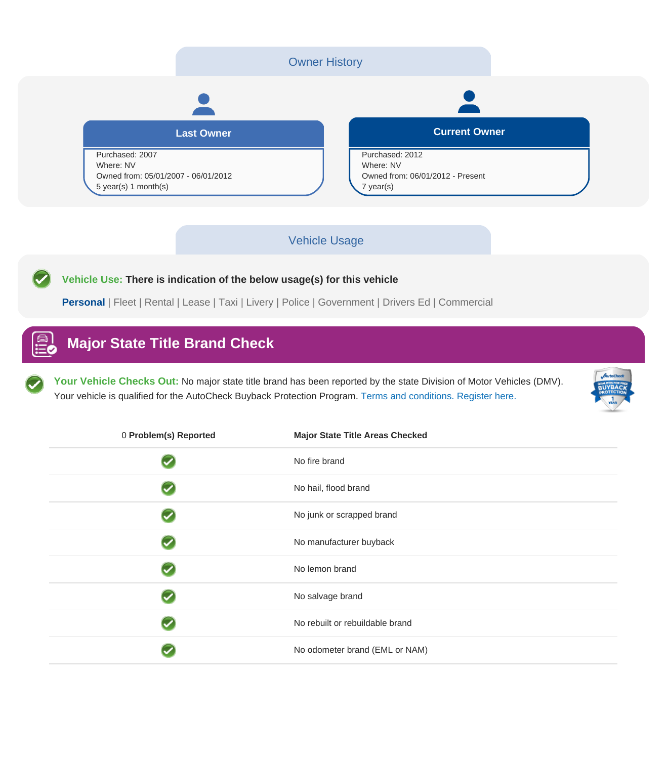## Owner History

| Last Owner | Current Owner |
| --- | --- |
| Purchased: 2007 | Purchased: 2012 |
| Where: NV | Where: NV |
| Owned from: 05/01/2007 - 06/01/2012 | Owned from: 06/01/2012 - Present |
| 5 year(s) 1 month(s) | 7 year(s) |

## Vehicle Usage

**Vehicle Use: There is indication of the below usage(s) for this vehicle**

**Personal** | Fleet | Rental | Lease | Taxi | Livery | Police | Government | Drivers Ed | Commercial

## Major State Title Brand Check

**Your Vehicle Checks Out:** No major state title brand has been reported by the state Division of Motor Vehicles (DMV). Your vehicle is qualified for the AutoCheck Buyback Protection Program. Terms and conditions. Register here.

| 0 **Problem(s) Reported** | **Major State Title Areas Checked** |
| --- | --- |
| ✓ | No fire brand |
| ✓ | No hail, flood brand |
| ✓ | No junk or scrapped brand |
| ✓ | No manufacturer buyback |
| ✓ | No lemon brand |
| ✓ | No salvage brand |
| ✓ | No rebuilt or rebuildable brand |
| ✓ | No odometer brand (EML or NAM) |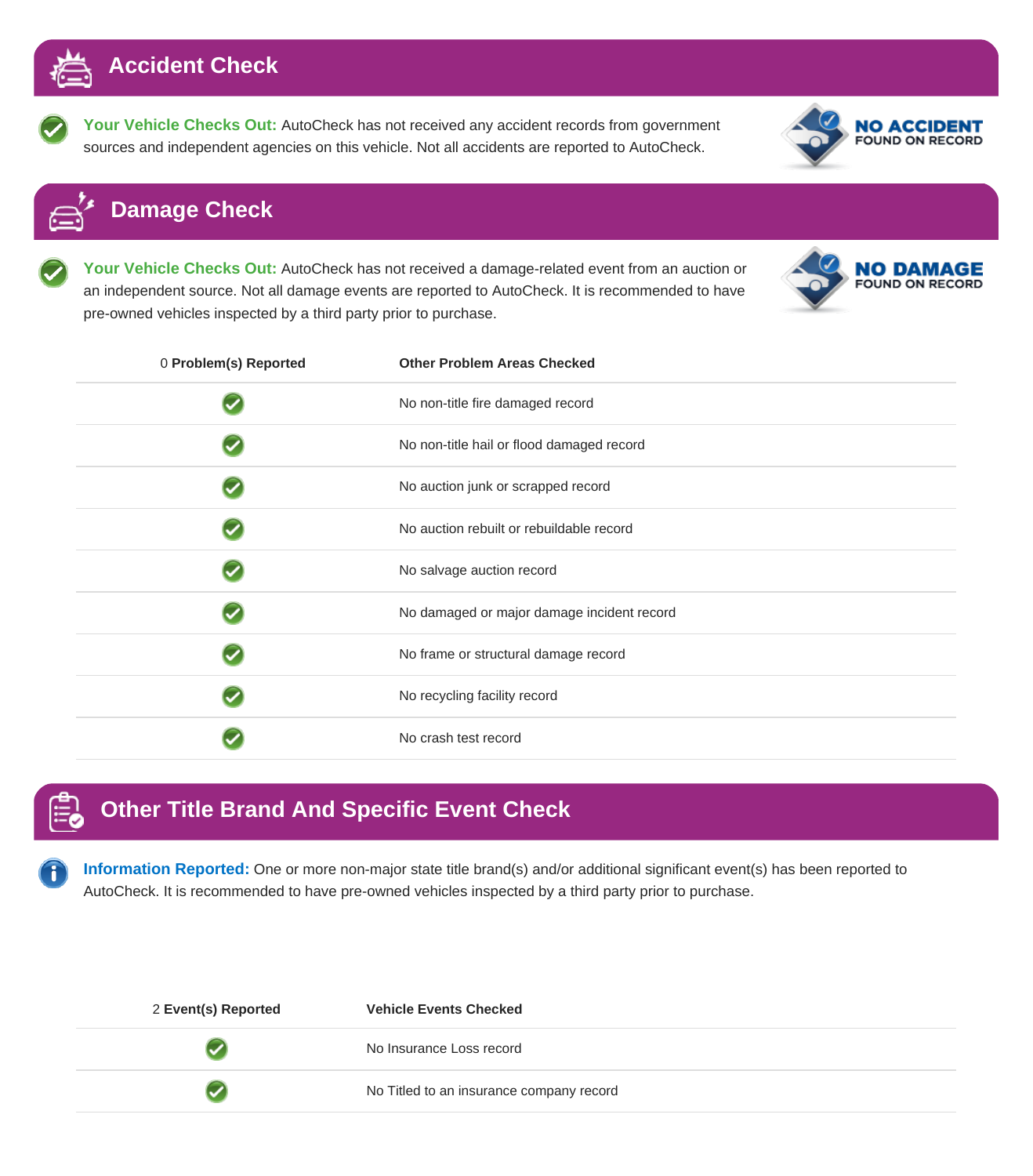## Accident Check

**Your Vehicle Checks Out:** AutoCheck has not received any accident records from government sources and independent agencies on this vehicle. Not all accidents are reported to AutoCheck.

**NO ACCIDENT** FOUND ON RECORD

## Damage Check

**Your Vehicle Checks Out:** AutoCheck has not received a damage-related event from an auction or an independent source. Not all damage events are reported to AutoCheck. It is recommended to have pre-owned vehicles inspected by a third party prior to purchase.

**NO DAMAGE** FOUND ON RECORD

| 0 **Problem(s) Reported** | **Other Problem Areas Checked** |
|---|---|
| ✓ | No non-title fire damaged record |
| ✓ | No non-title hail or flood damaged record |
| ✓ | No auction junk or scrapped record |
| ✓ | No auction rebuilt or rebuildable record |
| ✓ | No salvage auction record |
| ✓ | No damaged or major damage incident record |
| ✓ | No frame or structural damage record |
| ✓ | No recycling facility record |
| ✓ | No crash test record |

## Other Title Brand And Specific Event Check

**Information Reported:** One or more non-major state title brand(s) and/or additional significant event(s) has been reported to AutoCheck. It is recommended to have pre-owned vehicles inspected by a third party prior to purchase.

| 2 **Event(s) Reported** | **Vehicle Events Checked** |
|---|---|
| ✓ | No Insurance Loss record |
| ✓ | No Titled to an insurance company record |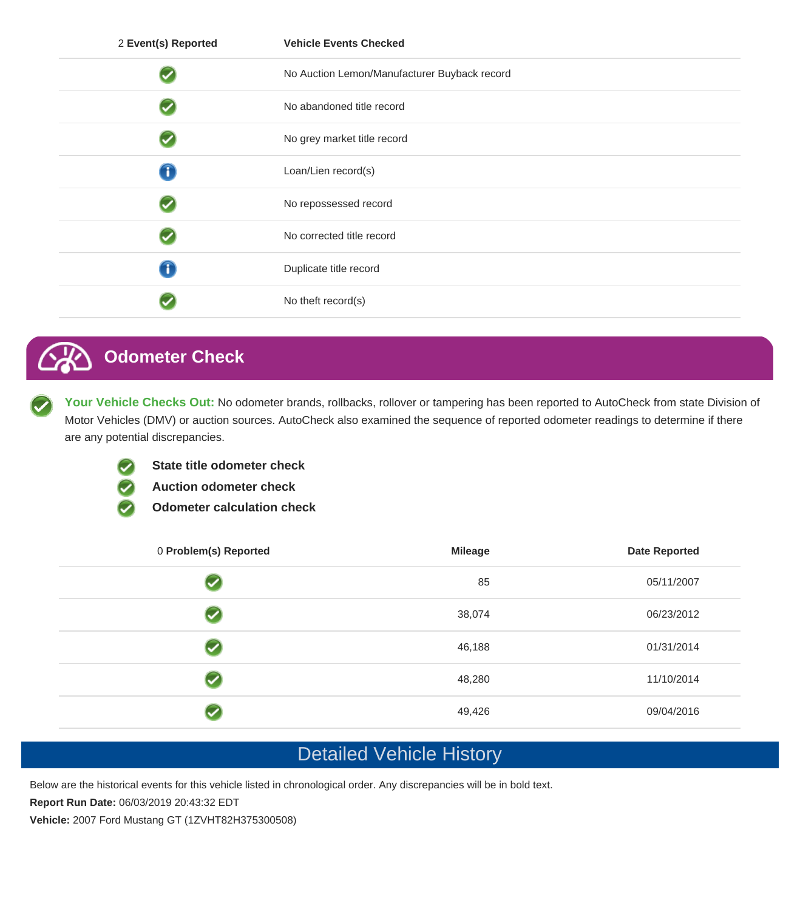| 2 **Event(s) Reported** | **Vehicle Events Checked** |
| --- | --- |
| ✓ | No Auction Lemon/Manufacturer Buyback record |
| ✓ | No abandoned title record |
| ✓ | No grey market title record |
| i | Loan/Lien record(s) |
| ✓ | No repossessed record |
| ✓ | No corrected title record |
| i | Duplicate title record |
| ✓ | No theft record(s) |

## Odometer Check

**Your Vehicle Checks Out:** No odometer brands, rollbacks, rollover or tampering has been reported to AutoCheck from state Division of Motor Vehicles (DMV) or auction sources. AutoCheck also examined the sequence of reported odometer readings to determine if there are any potential discrepancies.

- **State title odometer check**
- **Auction odometer check**
- **Odometer calculation check**

| 0 **Problem(s) Reported** | **Mileage** | **Date Reported** |
| --- | --- | --- |
| ✓ | 85 | 05/11/2007 |
| ✓ | 38,074 | 06/23/2012 |
| ✓ | 46,188 | 01/31/2014 |
| ✓ | 48,280 | 11/10/2014 |
| ✓ | 49,426 | 09/04/2016 |

# Detailed Vehicle History

Below are the historical events for this vehicle listed in chronological order. Any discrepancies will be in bold text.

**Report Run Date:** 06/03/2019 20:43:32 EDT

**Vehicle:** 2007 Ford Mustang GT (1ZVHT82H375300508)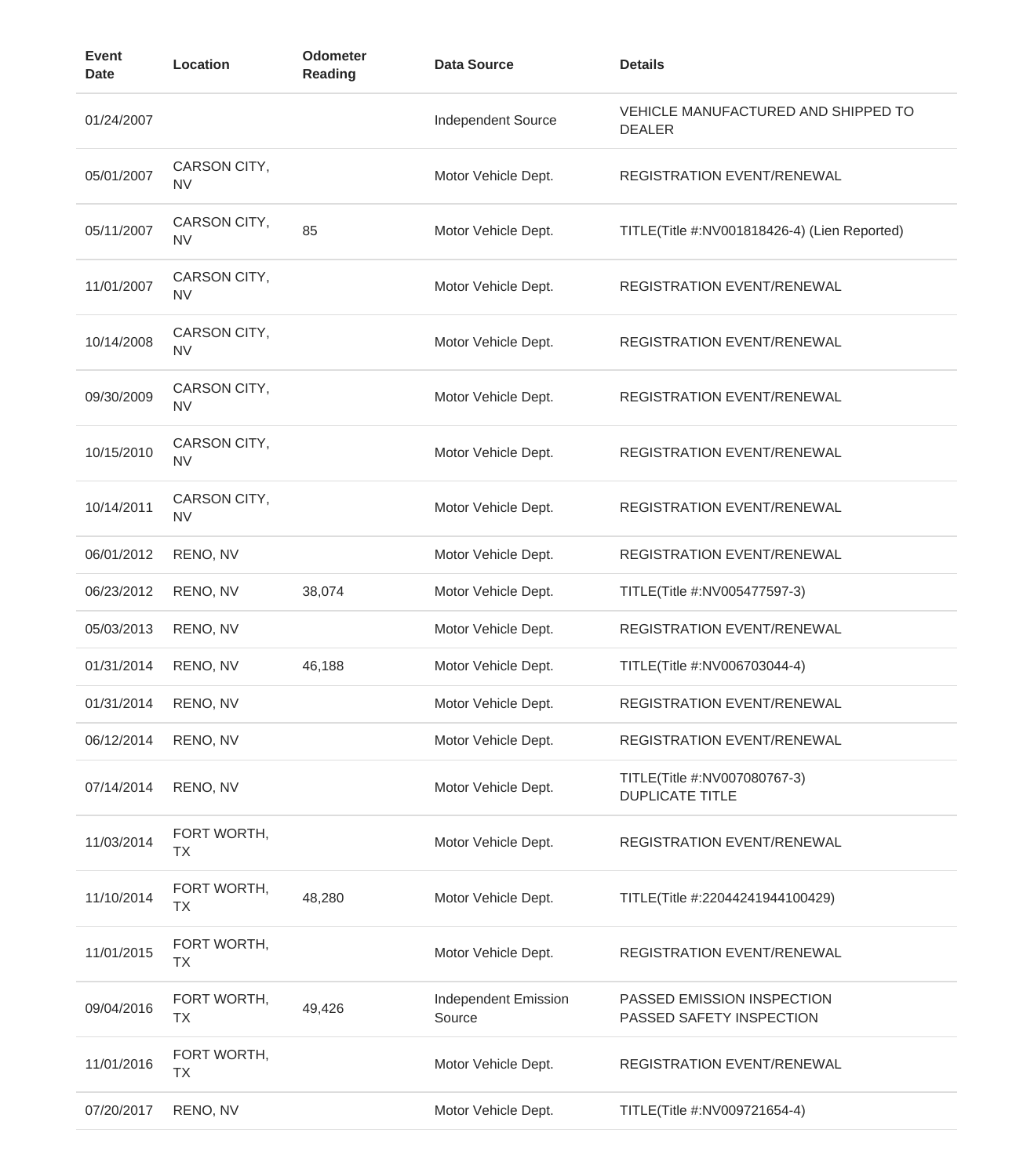| Event Date | Location | Odometer Reading | Data Source | Details |
|---|---|---|---|---|
| 01/24/2007 | | | Independent Source | VEHICLE MANUFACTURED AND SHIPPED TO DEALER |
| 05/01/2007 | CARSON CITY, NV | | Motor Vehicle Dept. | REGISTRATION EVENT/RENEWAL |
| 05/11/2007 | CARSON CITY, NV | 85 | Motor Vehicle Dept. | TITLE(Title #:NV001818426-4) (Lien Reported) |
| 11/01/2007 | CARSON CITY, NV | | Motor Vehicle Dept. | REGISTRATION EVENT/RENEWAL |
| 10/14/2008 | CARSON CITY, NV | | Motor Vehicle Dept. | REGISTRATION EVENT/RENEWAL |
| 09/30/2009 | CARSON CITY, NV | | Motor Vehicle Dept. | REGISTRATION EVENT/RENEWAL |
| 10/15/2010 | CARSON CITY, NV | | Motor Vehicle Dept. | REGISTRATION EVENT/RENEWAL |
| 10/14/2011 | CARSON CITY, NV | | Motor Vehicle Dept. | REGISTRATION EVENT/RENEWAL |
| 06/01/2012 | RENO, NV | | Motor Vehicle Dept. | REGISTRATION EVENT/RENEWAL |
| 06/23/2012 | RENO, NV | 38,074 | Motor Vehicle Dept. | TITLE(Title #:NV005477597-3) |
| 05/03/2013 | RENO, NV | | Motor Vehicle Dept. | REGISTRATION EVENT/RENEWAL |
| 01/31/2014 | RENO, NV | 46,188 | Motor Vehicle Dept. | TITLE(Title #:NV006703044-4) |
| 01/31/2014 | RENO, NV | | Motor Vehicle Dept. | REGISTRATION EVENT/RENEWAL |
| 06/12/2014 | RENO, NV | | Motor Vehicle Dept. | REGISTRATION EVENT/RENEWAL |
| 07/14/2014 | RENO, NV | | Motor Vehicle Dept. | TITLE(Title #:NV007080767-3) DUPLICATE TITLE |
| 11/03/2014 | FORT WORTH, TX | | Motor Vehicle Dept. | REGISTRATION EVENT/RENEWAL |
| 11/10/2014 | FORT WORTH, TX | 48,280 | Motor Vehicle Dept. | TITLE(Title #:22044241944100429) |
| 11/01/2015 | FORT WORTH, TX | | Motor Vehicle Dept. | REGISTRATION EVENT/RENEWAL |
| 09/04/2016 | FORT WORTH, TX | 49,426 | Independent Emission Source | PASSED EMISSION INSPECTION PASSED SAFETY INSPECTION |
| 11/01/2016 | FORT WORTH, TX | | Motor Vehicle Dept. | REGISTRATION EVENT/RENEWAL |
| 07/20/2017 | RENO, NV | | Motor Vehicle Dept. | TITLE(Title #:NV009721654-4) |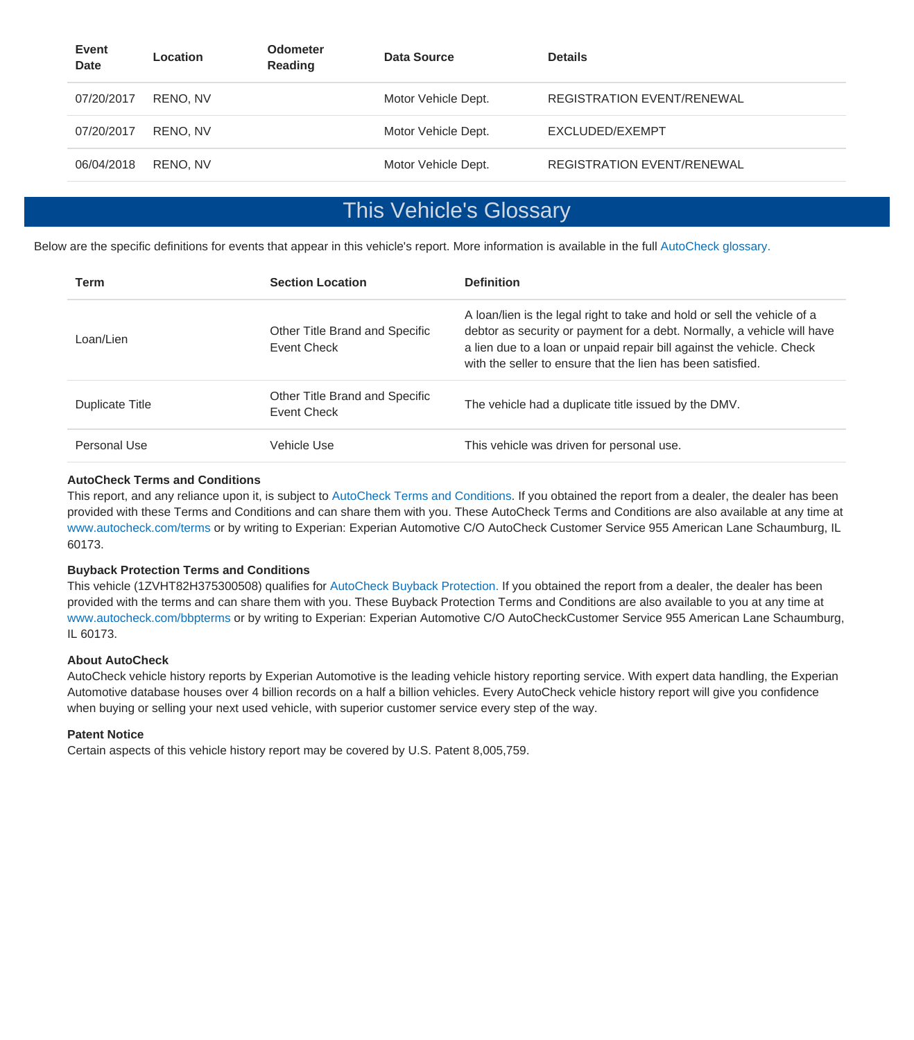| Event Date | Location | Odometer Reading | Data Source | Details |
|---|---|---|---|---|
| 07/20/2017 | RENO, NV | | Motor Vehicle Dept. | REGISTRATION EVENT/RENEWAL |
| 07/20/2017 | RENO, NV | | Motor Vehicle Dept. | EXCLUDED/EXEMPT |
| 06/04/2018 | RENO, NV | | Motor Vehicle Dept. | REGISTRATION EVENT/RENEWAL |

## This Vehicle's Glossary

Below are the specific definitions for events that appear in this vehicle's report. More information is available in the full AutoCheck glossary.

| Term | Section Location | Definition |
|---|---|---|
| Loan/Lien | Other Title Brand and Specific Event Check | A loan/lien is the legal right to take and hold or sell the vehicle of a debtor as security or payment for a debt. Normally, a vehicle will have a lien due to a loan or unpaid repair bill against the vehicle. Check with the seller to ensure that the lien has been satisfied. |
| Duplicate Title | Other Title Brand and Specific Event Check | The vehicle had a duplicate title issued by the DMV. |
| Personal Use | Vehicle Use | This vehicle was driven for personal use. |

**AutoCheck Terms and Conditions**
This report, and any reliance upon it, is subject to AutoCheck Terms and Conditions. If you obtained the report from a dealer, the dealer has been provided with these Terms and Conditions and can share them with you. These AutoCheck Terms and Conditions are also available at any time at www.autocheck.com/terms or by writing to Experian: Experian Automotive C/O AutoCheck Customer Service 955 American Lane Schaumburg, IL 60173.

**Buyback Protection Terms and Conditions**
This vehicle (1ZVHT82H375300508) qualifies for AutoCheck Buyback Protection. If you obtained the report from a dealer, the dealer has been provided with the terms and can share them with you. These Buyback Protection Terms and Conditions are also available to you at any time at www.autocheck.com/bbpterms or by writing to Experian: Experian Automotive C/O AutoCheckCustomer Service 955 American Lane Schaumburg, IL 60173.

**About AutoCheck**
AutoCheck vehicle history reports by Experian Automotive is the leading vehicle history reporting service. With expert data handling, the Experian Automotive database houses over 4 billion records on a half a billion vehicles. Every AutoCheck vehicle history report will give you confidence when buying or selling your next used vehicle, with superior customer service every step of the way.

**Patent Notice**
Certain aspects of this vehicle history report may be covered by U.S. Patent 8,005,759.